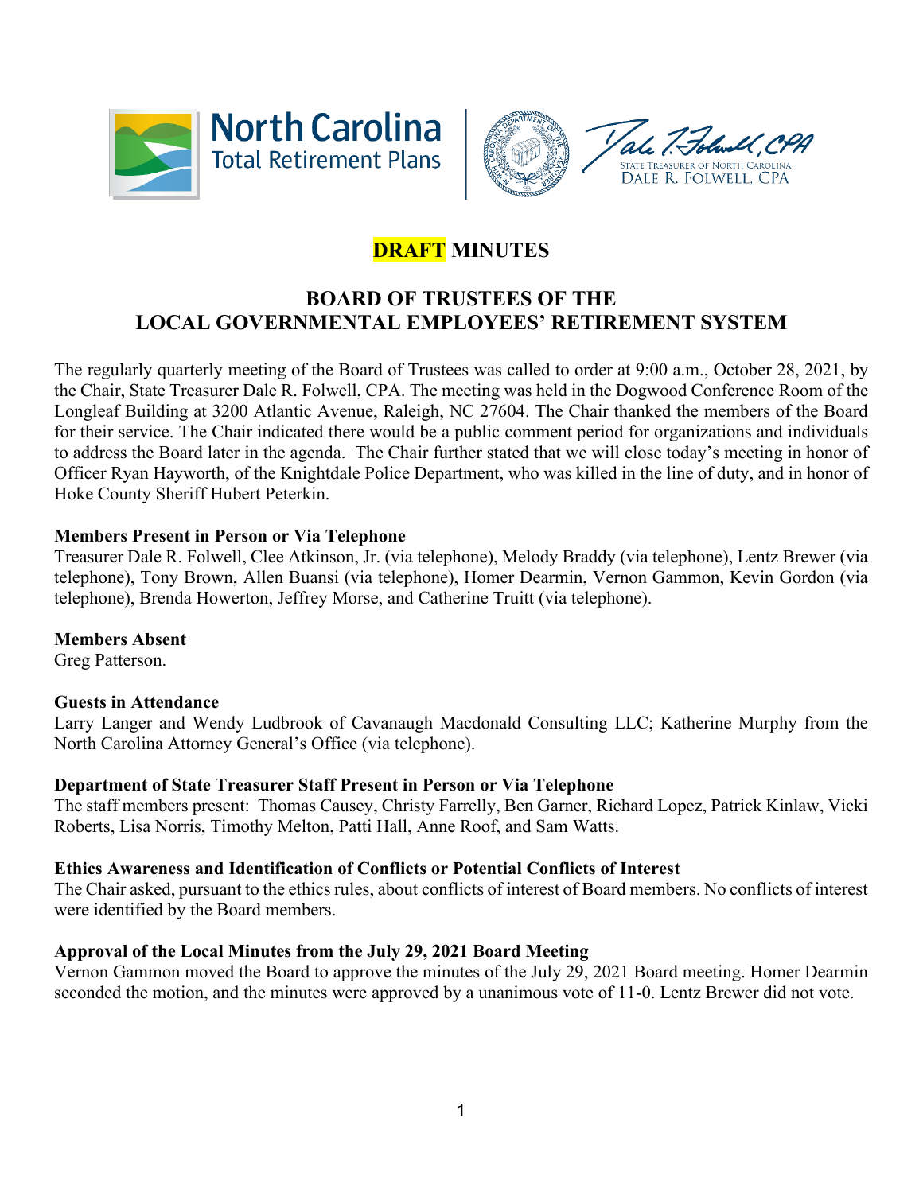North Carolina Total Retirement Plans

STATE TREASURER OF NORTH CAROLINA
DALE R. FOLWELL, CPA

# DRAFT MINUTES

## BOARD OF TRUSTEES OF THE LOCAL GOVERNMENTAL EMPLOYEES' RETIREMENT SYSTEM

The regularly quarterly meeting of the Board of Trustees was called to order at 9:00 a.m., October 28, 2021, by the Chair, State Treasurer Dale R. Folwell, CPA. The meeting was held in the Dogwood Conference Room of the Longleaf Building at 3200 Atlantic Avenue, Raleigh, NC 27604. The Chair thanked the members of the Board for their service. The Chair indicated there would be a public comment period for organizations and individuals to address the Board later in the agenda. The Chair further stated that we will close today's meeting in honor of Officer Ryan Hayworth, of the Knightdale Police Department, who was killed in the line of duty, and in honor of Hoke County Sheriff Hubert Peterkin.

**Members Present in Person or Via Telephone**

Treasurer Dale R. Folwell, Clee Atkinson, Jr. (via telephone), Melody Braddy (via telephone), Lentz Brewer (via telephone), Tony Brown, Allen Buansi (via telephone), Homer Dearmin, Vernon Gammon, Kevin Gordon (via telephone), Brenda Howerton, Jeffrey Morse, and Catherine Truitt (via telephone).

**Members Absent**

Greg Patterson.

**Guests in Attendance**

Larry Langer and Wendy Ludbrook of Cavanaugh Macdonald Consulting LLC; Katherine Murphy from the North Carolina Attorney General's Office (via telephone).

**Department of State Treasurer Staff Present in Person or Via Telephone**

The staff members present: Thomas Causey, Christy Farrelly, Ben Garner, Richard Lopez, Patrick Kinlaw, Vicki Roberts, Lisa Norris, Timothy Melton, Patti Hall, Anne Roof, and Sam Watts.

**Ethics Awareness and Identification of Conflicts or Potential Conflicts of Interest**

The Chair asked, pursuant to the ethics rules, about conflicts of interest of Board members. No conflicts of interest were identified by the Board members.

**Approval of the Local Minutes from the July 29, 2021 Board Meeting**

Vernon Gammon moved the Board to approve the minutes of the July 29, 2021 Board meeting. Homer Dearmin seconded the motion, and the minutes were approved by a unanimous vote of 11-0. Lentz Brewer did not vote.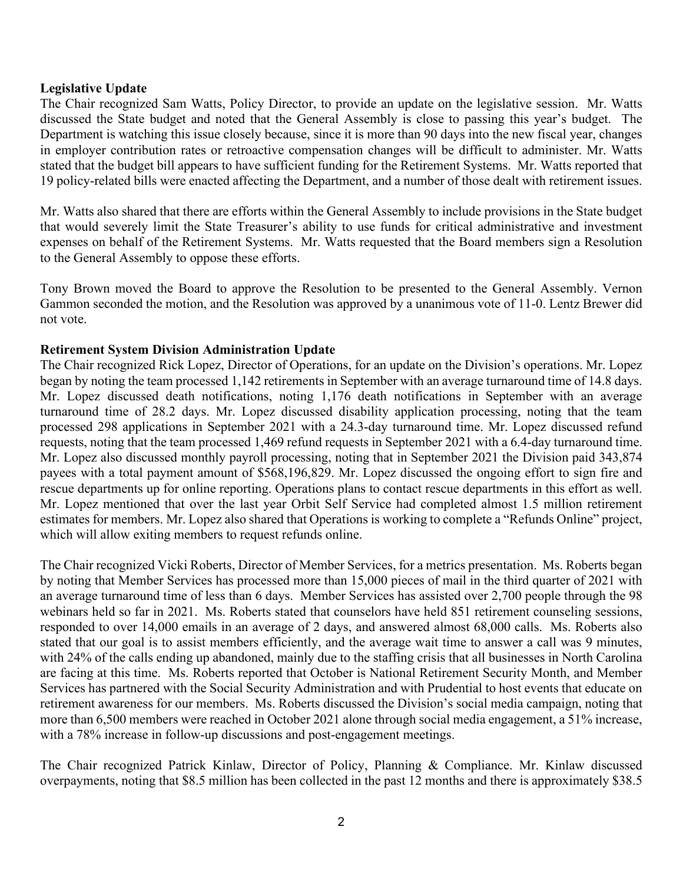**Legislative Update**

The Chair recognized Sam Watts, Policy Director, to provide an update on the legislative session. Mr. Watts discussed the State budget and noted that the General Assembly is close to passing this year's budget. The Department is watching this issue closely because, since it is more than 90 days into the new fiscal year, changes in employer contribution rates or retroactive compensation changes will be difficult to administer. Mr. Watts stated that the budget bill appears to have sufficient funding for the Retirement Systems. Mr. Watts reported that 19 policy-related bills were enacted affecting the Department, and a number of those dealt with retirement issues.

Mr. Watts also shared that there are efforts within the General Assembly to include provisions in the State budget that would severely limit the State Treasurer's ability to use funds for critical administrative and investment expenses on behalf of the Retirement Systems. Mr. Watts requested that the Board members sign a Resolution to the General Assembly to oppose these efforts.

Tony Brown moved the Board to approve the Resolution to be presented to the General Assembly. Vernon Gammon seconded the motion, and the Resolution was approved by a unanimous vote of 11-0. Lentz Brewer did not vote.

**Retirement System Division Administration Update**

The Chair recognized Rick Lopez, Director of Operations, for an update on the Division's operations. Mr. Lopez began by noting the team processed 1,142 retirements in September with an average turnaround time of 14.8 days. Mr. Lopez discussed death notifications, noting 1,176 death notifications in September with an average turnaround time of 28.2 days. Mr. Lopez discussed disability application processing, noting that the team processed 298 applications in September 2021 with a 24.3-day turnaround time. Mr. Lopez discussed refund requests, noting that the team processed 1,469 refund requests in September 2021 with a 6.4-day turnaround time. Mr. Lopez also discussed monthly payroll processing, noting that in September 2021 the Division paid 343,874 payees with a total payment amount of $568,196,829. Mr. Lopez discussed the ongoing effort to sign fire and rescue departments up for online reporting. Operations plans to contact rescue departments in this effort as well. Mr. Lopez mentioned that over the last year Orbit Self Service had completed almost 1.5 million retirement estimates for members. Mr. Lopez also shared that Operations is working to complete a "Refunds Online" project, which will allow exiting members to request refunds online.

The Chair recognized Vicki Roberts, Director of Member Services, for a metrics presentation. Ms. Roberts began by noting that Member Services has processed more than 15,000 pieces of mail in the third quarter of 2021 with an average turnaround time of less than 6 days. Member Services has assisted over 2,700 people through the 98 webinars held so far in 2021. Ms. Roberts stated that counselors have held 851 retirement counseling sessions, responded to over 14,000 emails in an average of 2 days, and answered almost 68,000 calls. Ms. Roberts also stated that our goal is to assist members efficiently, and the average wait time to answer a call was 9 minutes, with 24% of the calls ending up abandoned, mainly due to the staffing crisis that all businesses in North Carolina are facing at this time. Ms. Roberts reported that October is National Retirement Security Month, and Member Services has partnered with the Social Security Administration and with Prudential to host events that educate on retirement awareness for our members. Ms. Roberts discussed the Division's social media campaign, noting that more than 6,500 members were reached in October 2021 alone through social media engagement, a 51% increase, with a 78% increase in follow-up discussions and post-engagement meetings.

The Chair recognized Patrick Kinlaw, Director of Policy, Planning & Compliance. Mr. Kinlaw discussed overpayments, noting that $8.5 million has been collected in the past 12 months and there is approximately $38.5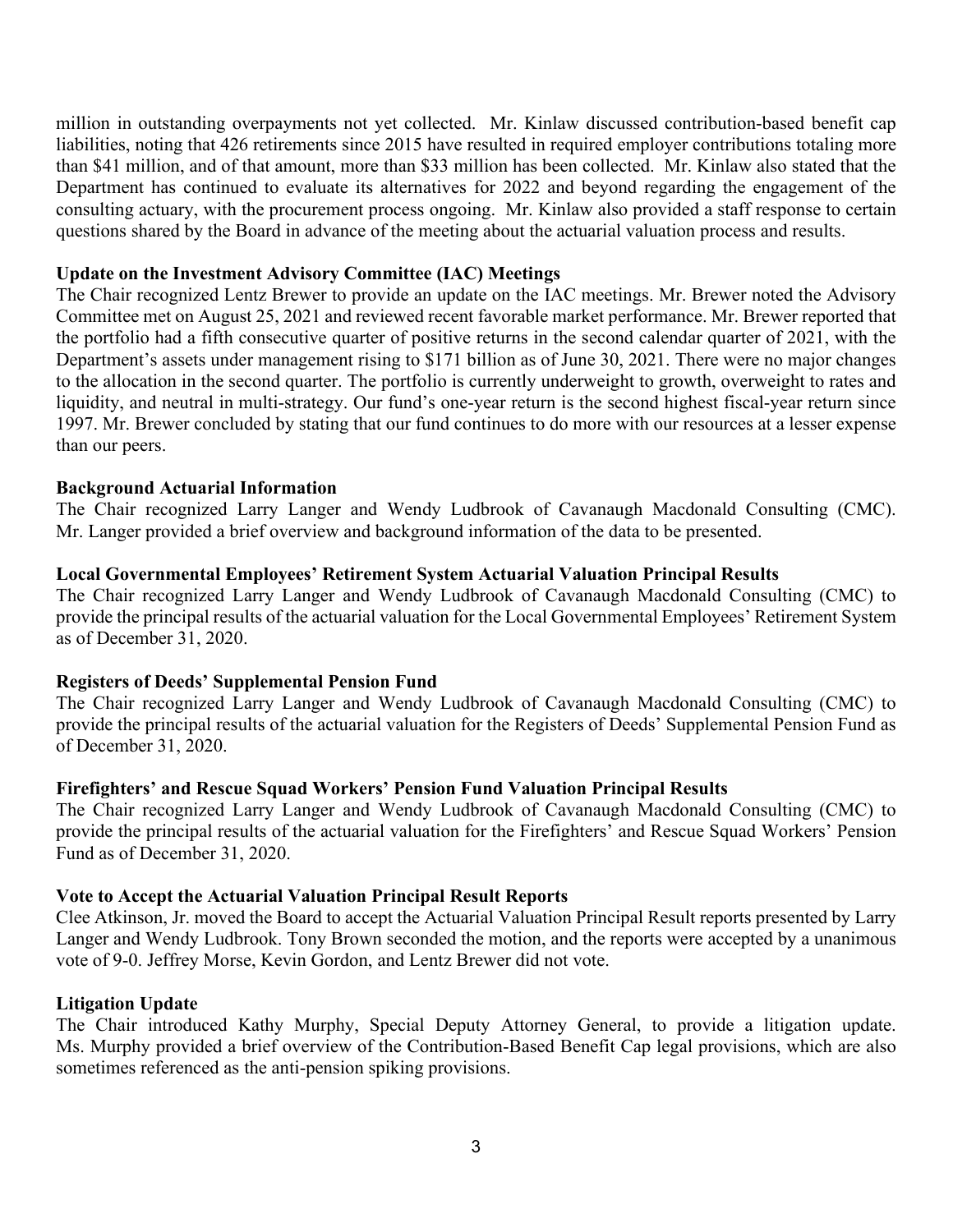million in outstanding overpayments not yet collected. Mr. Kinlaw discussed contribution-based benefit cap liabilities, noting that 426 retirements since 2015 have resulted in required employer contributions totaling more than $41 million, and of that amount, more than $33 million has been collected. Mr. Kinlaw also stated that the Department has continued to evaluate its alternatives for 2022 and beyond regarding the engagement of the consulting actuary, with the procurement process ongoing. Mr. Kinlaw also provided a staff response to certain questions shared by the Board in advance of the meeting about the actuarial valuation process and results.

**Update on the Investment Advisory Committee (IAC) Meetings**

The Chair recognized Lentz Brewer to provide an update on the IAC meetings. Mr. Brewer noted the Advisory Committee met on August 25, 2021 and reviewed recent favorable market performance. Mr. Brewer reported that the portfolio had a fifth consecutive quarter of positive returns in the second calendar quarter of 2021, with the Department's assets under management rising to $171 billion as of June 30, 2021. There were no major changes to the allocation in the second quarter. The portfolio is currently underweight to growth, overweight to rates and liquidity, and neutral in multi-strategy. Our fund's one-year return is the second highest fiscal-year return since 1997. Mr. Brewer concluded by stating that our fund continues to do more with our resources at a lesser expense than our peers.

**Background Actuarial Information**

The Chair recognized Larry Langer and Wendy Ludbrook of Cavanaugh Macdonald Consulting (CMC). Mr. Langer provided a brief overview and background information of the data to be presented.

**Local Governmental Employees' Retirement System Actuarial Valuation Principal Results**

The Chair recognized Larry Langer and Wendy Ludbrook of Cavanaugh Macdonald Consulting (CMC) to provide the principal results of the actuarial valuation for the Local Governmental Employees' Retirement System as of December 31, 2020.

**Registers of Deeds' Supplemental Pension Fund**

The Chair recognized Larry Langer and Wendy Ludbrook of Cavanaugh Macdonald Consulting (CMC) to provide the principal results of the actuarial valuation for the Registers of Deeds' Supplemental Pension Fund as of December 31, 2020.

**Firefighters' and Rescue Squad Workers' Pension Fund Valuation Principal Results**

The Chair recognized Larry Langer and Wendy Ludbrook of Cavanaugh Macdonald Consulting (CMC) to provide the principal results of the actuarial valuation for the Firefighters' and Rescue Squad Workers' Pension Fund as of December 31, 2020.

**Vote to Accept the Actuarial Valuation Principal Result Reports**

Clee Atkinson, Jr. moved the Board to accept the Actuarial Valuation Principal Result reports presented by Larry Langer and Wendy Ludbrook. Tony Brown seconded the motion, and the reports were accepted by a unanimous vote of 9-0. Jeffrey Morse, Kevin Gordon, and Lentz Brewer did not vote.

**Litigation Update**

The Chair introduced Kathy Murphy, Special Deputy Attorney General, to provide a litigation update. Ms. Murphy provided a brief overview of the Contribution-Based Benefit Cap legal provisions, which are also sometimes referenced as the anti-pension spiking provisions.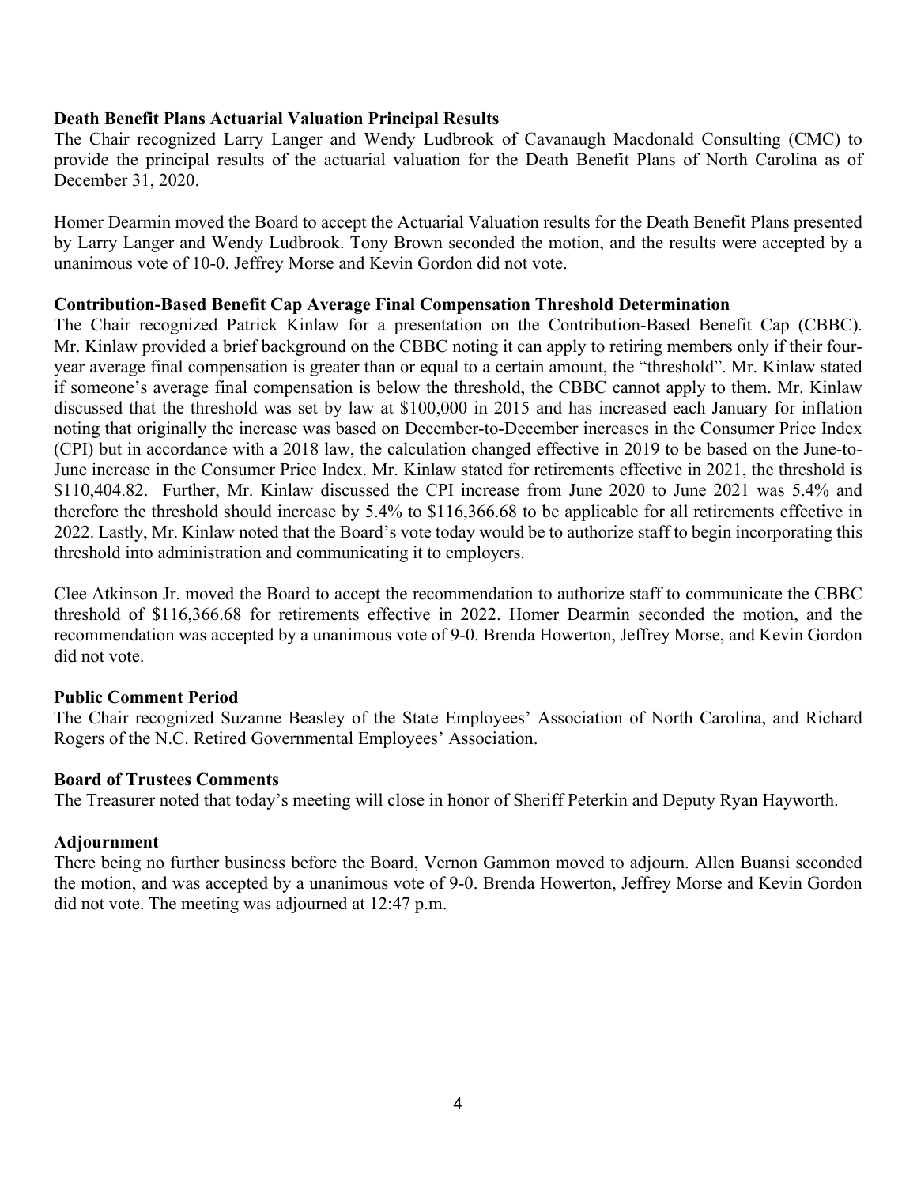**Death Benefit Plans Actuarial Valuation Principal Results**

The Chair recognized Larry Langer and Wendy Ludbrook of Cavanaugh Macdonald Consulting (CMC) to provide the principal results of the actuarial valuation for the Death Benefit Plans of North Carolina as of December 31, 2020.

Homer Dearmin moved the Board to accept the Actuarial Valuation results for the Death Benefit Plans presented by Larry Langer and Wendy Ludbrook. Tony Brown seconded the motion, and the results were accepted by a unanimous vote of 10-0. Jeffrey Morse and Kevin Gordon did not vote.

**Contribution-Based Benefit Cap Average Final Compensation Threshold Determination**

The Chair recognized Patrick Kinlaw for a presentation on the Contribution-Based Benefit Cap (CBBC). Mr. Kinlaw provided a brief background on the CBBC noting it can apply to retiring members only if their four-year average final compensation is greater than or equal to a certain amount, the "threshold". Mr. Kinlaw stated if someone's average final compensation is below the threshold, the CBBC cannot apply to them. Mr. Kinlaw discussed that the threshold was set by law at $100,000 in 2015 and has increased each January for inflation noting that originally the increase was based on December-to-December increases in the Consumer Price Index (CPI) but in accordance with a 2018 law, the calculation changed effective in 2019 to be based on the June-to-June increase in the Consumer Price Index. Mr. Kinlaw stated for retirements effective in 2021, the threshold is $110,404.82. Further, Mr. Kinlaw discussed the CPI increase from June 2020 to June 2021 was 5.4% and therefore the threshold should increase by 5.4% to $116,366.68 to be applicable for all retirements effective in 2022. Lastly, Mr. Kinlaw noted that the Board's vote today would be to authorize staff to begin incorporating this threshold into administration and communicating it to employers.

Clee Atkinson Jr. moved the Board to accept the recommendation to authorize staff to communicate the CBBC threshold of $116,366.68 for retirements effective in 2022. Homer Dearmin seconded the motion, and the recommendation was accepted by a unanimous vote of 9-0. Brenda Howerton, Jeffrey Morse, and Kevin Gordon did not vote.

**Public Comment Period**

The Chair recognized Suzanne Beasley of the State Employees' Association of North Carolina, and Richard Rogers of the N.C. Retired Governmental Employees' Association.

**Board of Trustees Comments**

The Treasurer noted that today's meeting will close in honor of Sheriff Peterkin and Deputy Ryan Hayworth.

**Adjournment**

There being no further business before the Board, Vernon Gammon moved to adjourn. Allen Buansi seconded the motion, and was accepted by a unanimous vote of 9-0. Brenda Howerton, Jeffrey Morse and Kevin Gordon did not vote. The meeting was adjourned at 12:47 p.m.